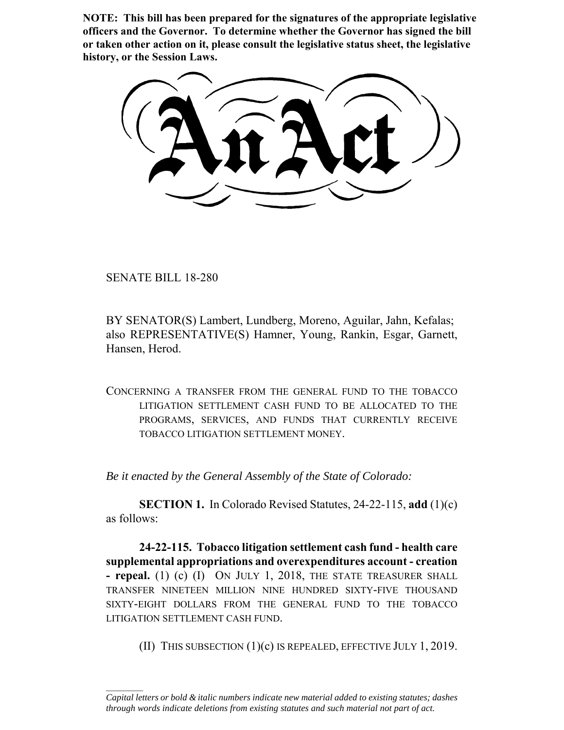**NOTE: This bill has been prepared for the signatures of the appropriate legislative officers and the Governor. To determine whether the Governor has signed the bill or taken other action on it, please consult the legislative status sheet, the legislative history, or the Session Laws.**

# An Act

SENATE BILL 18-280

BY SENATOR(S) Lambert, Lundberg, Moreno, Aguilar, Jahn, Kefalas; also REPRESENTATIVE(S) Hamner, Young, Rankin, Esgar, Garnett, Hansen, Herod.

CONCERNING A TRANSFER FROM THE GENERAL FUND TO THE TOBACCO LITIGATION SETTLEMENT CASH FUND TO BE ALLOCATED TO THE PROGRAMS, SERVICES, AND FUNDS THAT CURRENTLY RECEIVE TOBACCO LITIGATION SETTLEMENT MONEY.

*Be it enacted by the General Assembly of the State of Colorado:*

**SECTION 1.** In Colorado Revised Statutes, 24-22-115, **add** (1)(c) as follows:

**24-22-115. Tobacco litigation settlement cash fund - health care supplemental appropriations and overexpenditures account - creation - repeal.** (1) (c) (I) ON JULY 1, 2018, THE STATE TREASURER SHALL TRANSFER NINETEEN MILLION NINE HUNDRED SIXTY-FIVE THOUSAND SIXTY-EIGHT DOLLARS FROM THE GENERAL FUND TO THE TOBACCO LITIGATION SETTLEMENT CASH FUND.

(II) THIS SUBSECTION (1)(c) IS REPEALED, EFFECTIVE JULY 1, 2019.

*Capital letters or bold & italic numbers indicate new material added to existing statutes; dashes through words indicate deletions from existing statutes and such material not part of act.*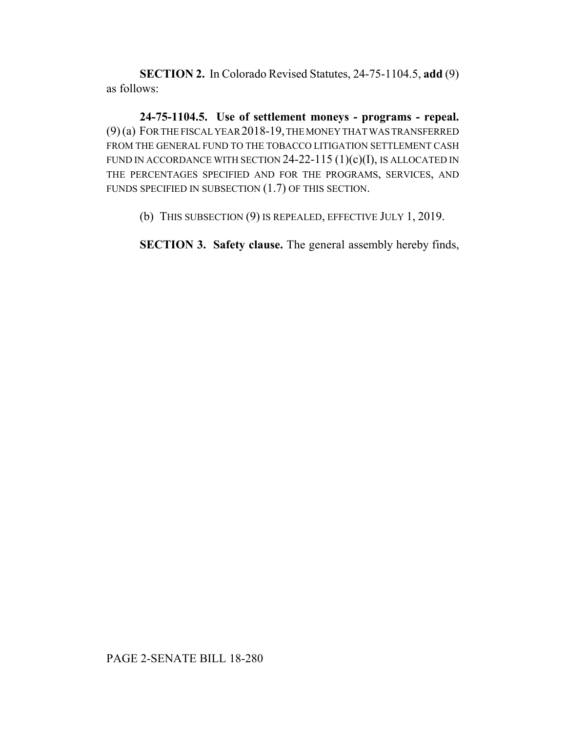**SECTION 2.** In Colorado Revised Statutes, 24-75-1104.5, **add** (9) as follows:

**24-75-1104.5. Use of settlement moneys - programs - repeal.** (9) (a) FOR THE FISCAL YEAR 2018-19, THE MONEY THAT WAS TRANSFERRED FROM THE GENERAL FUND TO THE TOBACCO LITIGATION SETTLEMENT CASH FUND IN ACCORDANCE WITH SECTION 24-22-115 (1)(c)(I), IS ALLOCATED IN THE PERCENTAGES SPECIFIED AND FOR THE PROGRAMS, SERVICES, AND FUNDS SPECIFIED IN SUBSECTION (1.7) OF THIS SECTION.

(b) THIS SUBSECTION (9) IS REPEALED, EFFECTIVE JULY 1, 2019.

**SECTION 3. Safety clause.** The general assembly hereby finds,

PAGE 2-SENATE BILL 18-280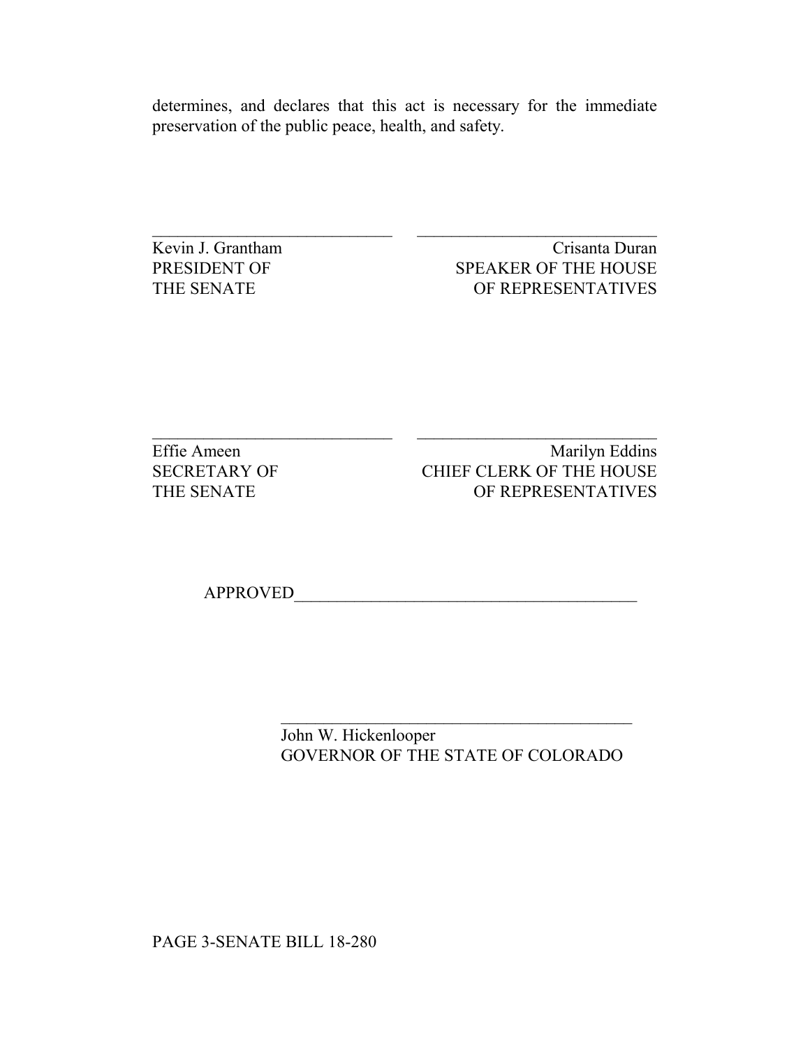determines, and declares that this act is necessary for the immediate preservation of the public peace, health, and safety.

| | |
|---|---|
| \_\_\_\_\_\_\_\_\_\_\_\_\_\_\_\_\_\_\_\_\_\_\_\_\_\_\_\_ | \_\_\_\_\_\_\_\_\_\_\_\_\_\_\_\_\_\_\_\_\_\_\_\_\_\_\_\_ |
| Kevin J. Grantham | Crisanta Duran |
| PRESIDENT OF THE SENATE | SPEAKER OF THE HOUSE OF REPRESENTATIVES |
| \_\_\_\_\_\_\_\_\_\_\_\_\_\_\_\_\_\_\_\_\_\_\_\_\_\_\_\_ | \_\_\_\_\_\_\_\_\_\_\_\_\_\_\_\_\_\_\_\_\_\_\_\_\_\_\_\_ |
| Effie Ameen | Marilyn Eddins |
| SECRETARY OF THE SENATE | CHIEF CLERK OF THE HOUSE OF REPRESENTATIVES |

APPROVED\_\_\_\_\_\_\_\_\_\_\_\_\_\_\_\_\_\_\_\_\_\_\_\_\_\_\_\_\_\_\_\_\_\_\_\_\_\_\_\_

\_\_\_\_\_\_\_\_\_\_\_\_\_\_\_\_\_\_\_\_\_\_\_\_\_\_\_\_\_\_\_\_\_\_\_\_\_\_\_\_\_\_

John W. Hickenlooper
GOVERNOR OF THE STATE OF COLORADO

PAGE 3-SENATE BILL 18-280